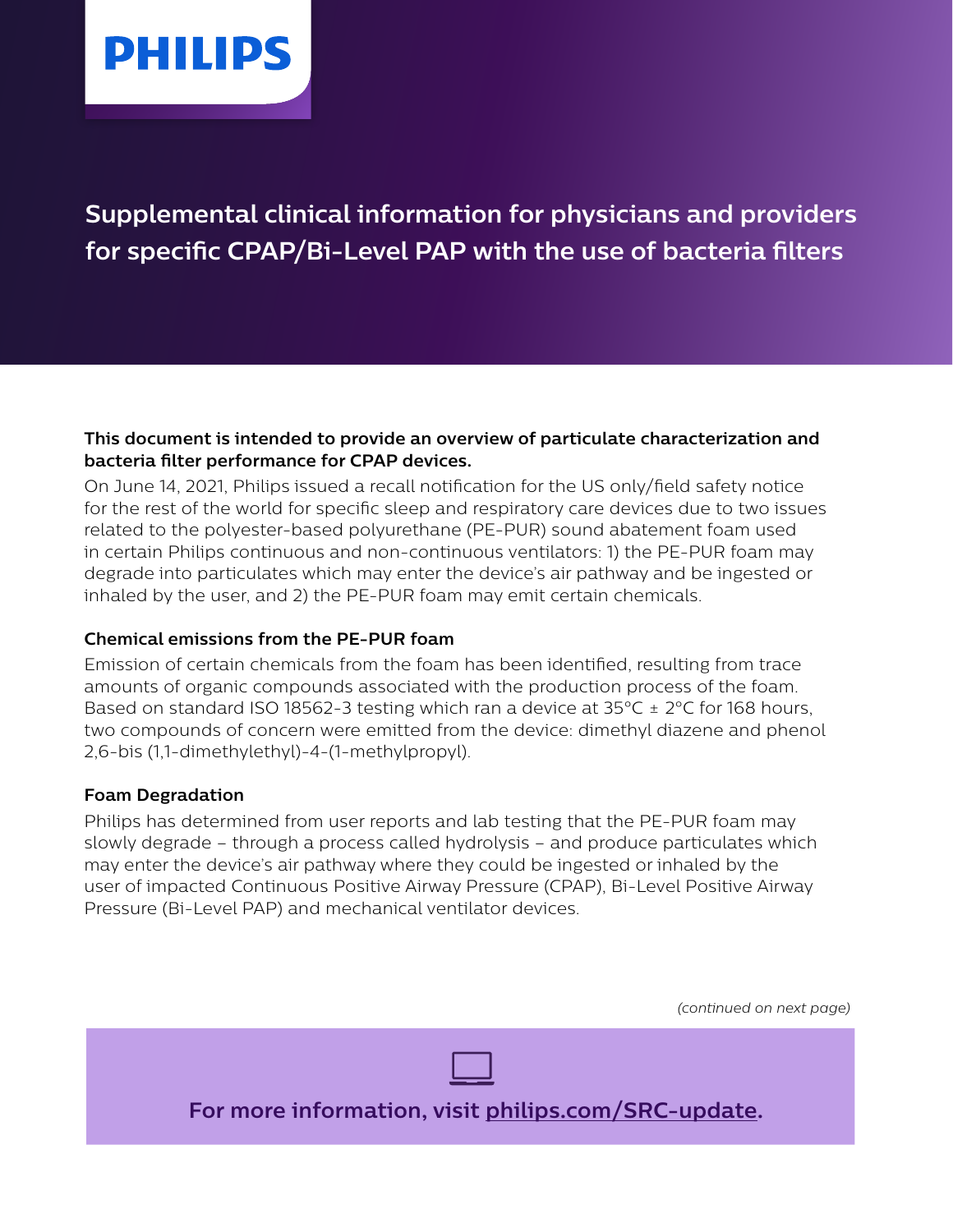PHILIPS

# Supplemental clinical information for physicians and providers for specific CPAP/Bi-Level PAP with the use of bacteria filters

**This document is intended to provide an overview of particulate characterization and bacteria filter performance for CPAP devices.**

On June 14, 2021, Philips issued a recall notification for the US only/field safety notice for the rest of the world for specific sleep and respiratory care devices due to two issues related to the polyester-based polyurethane (PE-PUR) sound abatement foam used in certain Philips continuous and non-continuous ventilators: 1) the PE-PUR foam may degrade into particulates which may enter the device's air pathway and be ingested or inhaled by the user, and 2) the PE-PUR foam may emit certain chemicals.

### Chemical emissions from the PE-PUR foam

Emission of certain chemicals from the foam has been identified, resulting from trace amounts of organic compounds associated with the production process of the foam. Based on standard ISO 18562-3 testing which ran a device at 35°C ± 2°C for 168 hours, two compounds of concern were emitted from the device: dimethyl diazene and phenol 2,6-bis (1,1-dimethylethyl)-4-(1-methylpropyl).

### Foam Degradation

Philips has determined from user reports and lab testing that the PE-PUR foam may slowly degrade – through a process called hydrolysis – and produce particulates which may enter the device's air pathway where they could be ingested or inhaled by the user of impacted Continuous Positive Airway Pressure (CPAP), Bi-Level Positive Airway Pressure (Bi-Level PAP) and mechanical ventilator devices.

*(continued on next page)*

**For more information, visit philips.com/SRC-update.**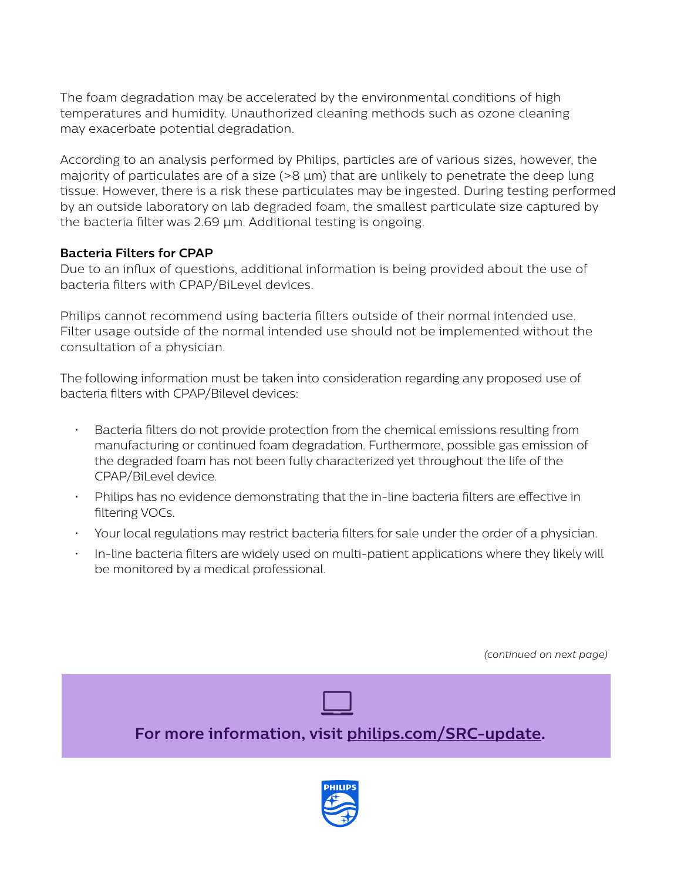The foam degradation may be accelerated by the environmental conditions of high temperatures and humidity. Unauthorized cleaning methods such as ozone cleaning may exacerbate potential degradation.

According to an analysis performed by Philips, particles are of various sizes, however, the majority of particulates are of a size (>8 µm) that are unlikely to penetrate the deep lung tissue. However, there is a risk these particulates may be ingested. During testing performed by an outside laboratory on lab degraded foam, the smallest particulate size captured by the bacteria filter was 2.69 µm. Additional testing is ongoing.

**Bacteria Filters for CPAP**

Due to an influx of questions, additional information is being provided about the use of bacteria filters with CPAP/BiLevel devices.

Philips cannot recommend using bacteria filters outside of their normal intended use. Filter usage outside of the normal intended use should not be implemented without the consultation of a physician.

The following information must be taken into consideration regarding any proposed use of bacteria filters with CPAP/Bilevel devices:

- Bacteria filters do not provide protection from the chemical emissions resulting from manufacturing or continued foam degradation. Furthermore, possible gas emission of the degraded foam has not been fully characterized yet throughout the life of the CPAP/BiLevel device.
- Philips has no evidence demonstrating that the in-line bacteria filters are effective in filtering VOCs.
- Your local regulations may restrict bacteria filters for sale under the order of a physician.
- In-line bacteria filters are widely used on multi-patient applications where they likely will be monitored by a medical professional.

*(continued on next page)*

**For more information, visit philips.com/SRC-update.**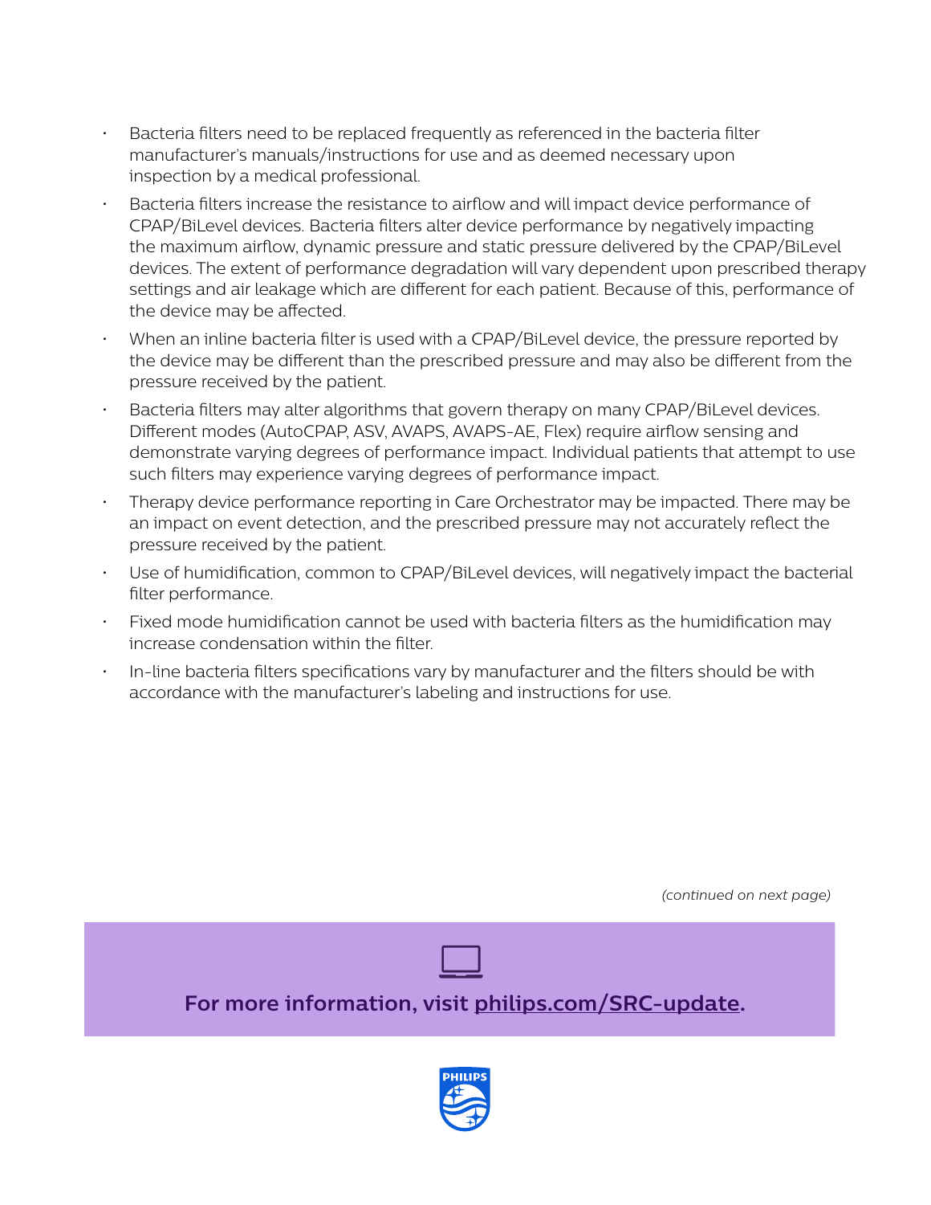- Bacteria filters need to be replaced frequently as referenced in the bacteria filter manufacturer's manuals/instructions for use and as deemed necessary upon inspection by a medical professional.
- Bacteria filters increase the resistance to airflow and will impact device performance of CPAP/BiLevel devices. Bacteria filters alter device performance by negatively impacting the maximum airflow, dynamic pressure and static pressure delivered by the CPAP/BiLevel devices. The extent of performance degradation will vary dependent upon prescribed therapy settings and air leakage which are different for each patient. Because of this, performance of the device may be affected.
- When an inline bacteria filter is used with a CPAP/BiLevel device, the pressure reported by the device may be different than the prescribed pressure and may also be different from the pressure received by the patient.
- Bacteria filters may alter algorithms that govern therapy on many CPAP/BiLevel devices. Different modes (AutoCPAP, ASV, AVAPS, AVAPS-AE, Flex) require airflow sensing and demonstrate varying degrees of performance impact. Individual patients that attempt to use such filters may experience varying degrees of performance impact.
- Therapy device performance reporting in Care Orchestrator may be impacted. There may be an impact on event detection, and the prescribed pressure may not accurately reflect the pressure received by the patient.
- Use of humidification, common to CPAP/BiLevel devices, will negatively impact the bacterial filter performance.
- Fixed mode humidification cannot be used with bacteria filters as the humidification may increase condensation within the filter.
- In-line bacteria filters specifications vary by manufacturer and the filters should be with accordance with the manufacturer's labeling and instructions for use.

*(continued on next page)*

**For more information, visit philips.com/SRC-update.**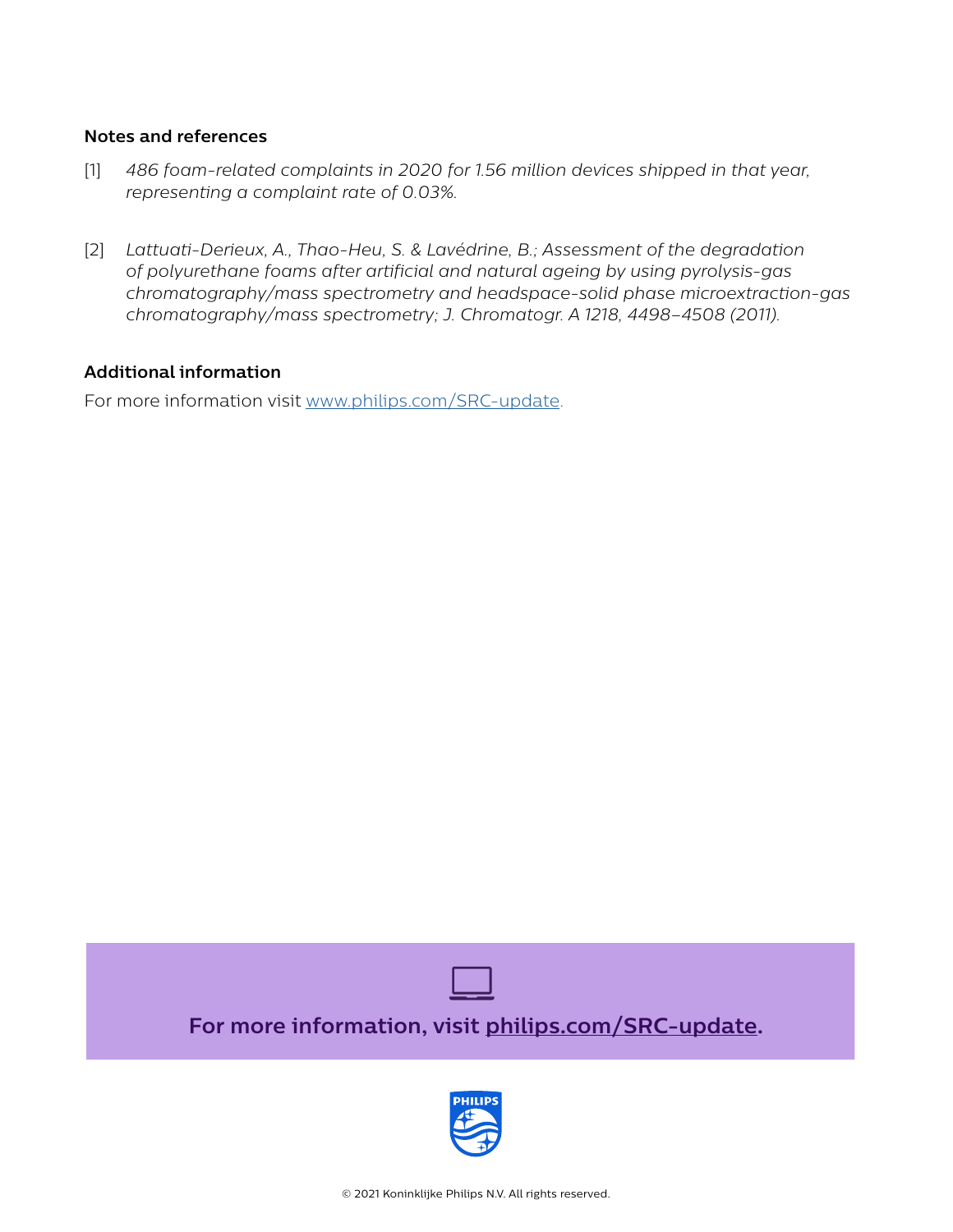## Notes and references

[1] *486 foam-related complaints in 2020 for 1.56 million devices shipped in that year, representing a complaint rate of 0.03%.*

[2] *Lattuati-Derieux, A., Thao-Heu, S. & Lavédrine, B.; Assessment of the degradation of polyurethane foams after artificial and natural ageing by using pyrolysis-gas chromatography/mass spectrometry and headspace-solid phase microextraction-gas chromatography/mass spectrometry; J. Chromatogr. A 1218, 4498–4508 (2011).*

## Additional information

For more information visit [www.philips.com/SRC-update](http://www.philips.com/SRC-update).

**For more information, visit [philips.com/SRC-update](http://philips.com/SRC-update).**

© 2021 Koninklijke Philips N.V. All rights reserved.